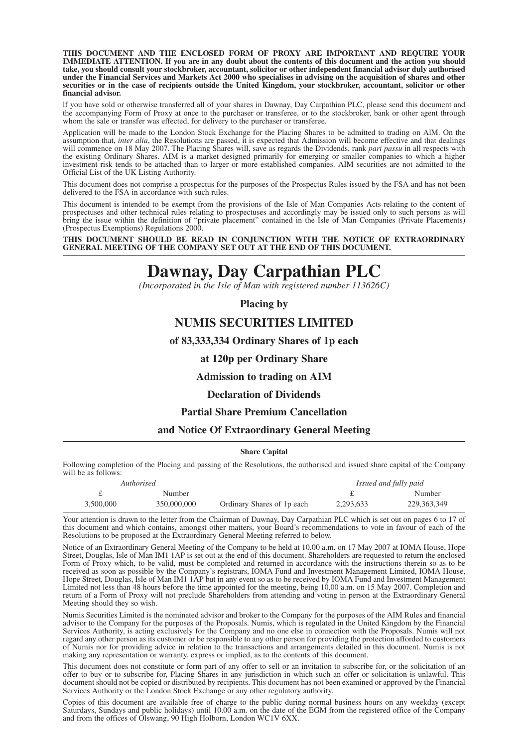**THIS DOCUMENT AND THE ENCLOSED FORM OF PROXY ARE IMPORTANT AND REQUIRE YOUR IMMEDIATE ATTENTION. If you are in any doubt about the contents of this document and the action you should take, you should consult your stockbroker, accountant, solicitor or other independent financial advisor duly authorised under the Financial Services and Markets Act 2000 who specialises in advising on the acquisition of shares and other securities or in the case of recipients outside the United Kingdom, your stockbroker, accountant, solicitor or other financial advisor.**

If you have sold or otherwise transferred all of your shares in Dawnay, Day Carpathian PLC, please send this document and the accompanying Form of Proxy at once to the purchaser or transferee, or to the stockbroker, bank or other agent through whom the sale or transfer was effected, for delivery to the purchaser or transferee.

Application will be made to the London Stock Exchange for the Placing Shares to be admitted to trading on AIM. On the assumption that, *inter alia*, the Resolutions are passed, it is expected that Admission will become effective and that dealings will commence on 18 May 2007. The Placing Shares will, save as regards the Dividends, rank *pari passu* in all respects with the existing Ordinary Shares. AIM is a market designed primarily for emerging or smaller companies to which a higher investment risk tends to be attached than to larger or more established companies. AIM securities are not admitted to the Official List of the UK Listing Authority.

This document does not comprise a prospectus for the purposes of the Prospectus Rules issued by the FSA and has not been delivered to the FSA in accordance with such rules.

This document is intended to be exempt from the provisions of the Isle of Man Companies Acts relating to the content of prospectuses and other technical rules relating to prospectuses and accordingly may be issued only to such persons as will bring the issue within the definition of "private placement" contained in the Isle of Man Companies (Private Placements) (Prospectus Exemptions) Regulations 2000.

**THIS DOCUMENT SHOULD BE READ IN CONJUNCTION WITH THE NOTICE OF EXTRAORDINARY GENERAL MEETING OF THE COMPANY SET OUT AT THE END OF THIS DOCUMENT.**

# Dawnay, Day Carpathian PLC

*(Incorporated in the Isle of Man with registered number 113626C)*

**Placing by**

## NUMIS SECURITIES LIMITED

**of 83,333,334 Ordinary Shares of 1p each**

**at 120p per Ordinary Share**

**Admission to trading on AIM**

**Declaration of Dividends**

**Partial Share Premium Cancellation**

**and Notice Of Extraordinary General Meeting**

**Share Capital**

Following completion of the Placing and passing of the Resolutions, the authorised and issued share capital of the Company will be as follows:

| *Authorised* | | | *Issued and fully paid* | |
|---|---|---|---|---|
| £ | Number | | £ | Number |
| 3,500,000 | 350,000,000 | Ordinary Shares of 1p each | 2,293,633 | 229,363,349 |

Your attention is drawn to the letter from the Chairman of Dawnay, Day Carpathian PLC which is set out on pages 6 to 17 of this document and which contains, amongst other matters, your Board's recommendations to vote in favour of each of the Resolutions to be proposed at the Extraordinary General Meeting referred to below.

Notice of an Extraordinary General Meeting of the Company to be held at 10.00 a.m. on 17 May 2007 at IOMA House, Hope Street, Douglas, Isle of Man IM1 1AP is set out at the end of this document. Shareholders are requested to return the enclosed Form of Proxy which, to be valid, must be completed and returned in accordance with the instructions therein so as to be received as soon as possible by the Company's registrars, IOMA Fund and Investment Management Limited, IOMA House, Hope Street, Douglas, Isle of Man IM1 1AP but in any event so as to be received by IOMA Fund and Investment Management Limited not less than 48 hours before the time appointed for the meeting, being 10.00 a.m. on 15 May 2007. Completion and return of a Form of Proxy will not preclude Shareholders from attending and voting in person at the Extraordinary General Meeting should they so wish.

Numis Securities Limited is the nominated advisor and broker to the Company for the purposes of the AIM Rules and financial advisor to the Company for the purposes of the Proposals. Numis, which is regulated in the United Kingdom by the Financial Services Authority, is acting exclusively for the Company and no one else in connection with the Proposals. Numis will not regard any other person as its customer or be responsible to any other person for providing the protection afforded to customers of Numis nor for providing advice in relation to the transactions and arrangements detailed in this document. Numis is not making any representation or warranty, express or implied, as to the contents of this document.

This document does not constitute or form part of any offer to sell or an invitation to subscribe for, or the solicitation of an offer to buy or to subscribe for, Placing Shares in any jurisdiction in which such an offer or solicitation is unlawful. This document should not be copied or distributed by recipients. This document has not been examined or approved by the Financial Services Authority or the London Stock Exchange or any other regulatory authority.

Copies of this document are available free of charge to the public during normal business hours on any weekday (except Saturdays, Sundays and public holidays) until 10.00 a.m. on the date of the EGM from the registered office of the Company and from the offices of Olswang, 90 High Holborn, London WC1V 6XX.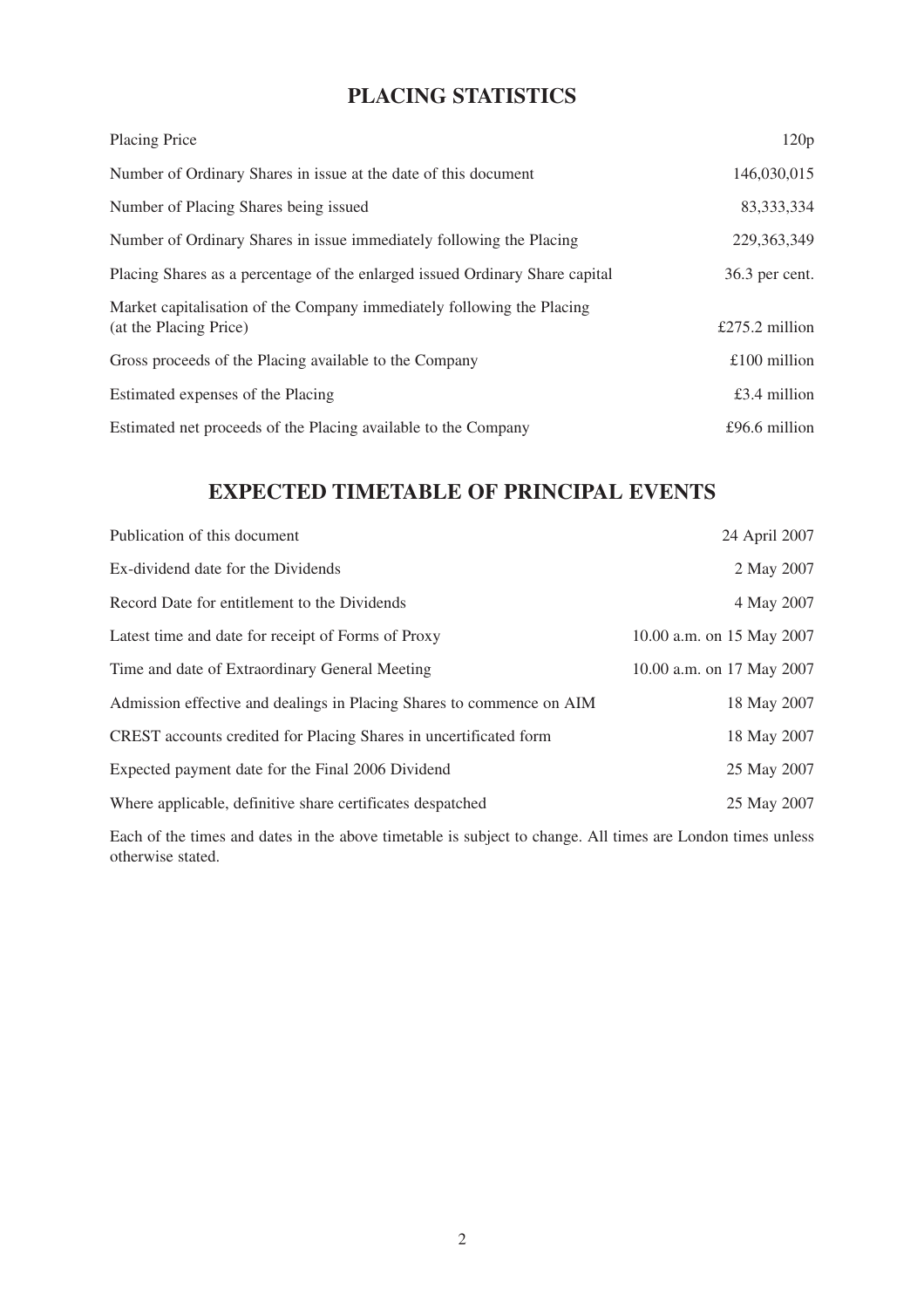## PLACING STATISTICS

| | |
|---|---|
| Placing Price | 120p |
| Number of Ordinary Shares in issue at the date of this document | 146,030,015 |
| Number of Placing Shares being issued | 83,333,334 |
| Number of Ordinary Shares in issue immediately following the Placing | 229,363,349 |
| Placing Shares as a percentage of the enlarged issued Ordinary Share capital | 36.3 per cent. |
| Market capitalisation of the Company immediately following the Placing (at the Placing Price) | £275.2 million |
| Gross proceeds of the Placing available to the Company | £100 million |
| Estimated expenses of the Placing | £3.4 million |
| Estimated net proceeds of the Placing available to the Company | £96.6 million |

## EXPECTED TIMETABLE OF PRINCIPAL EVENTS

| | |
|---|---|
| Publication of this document | 24 April 2007 |
| Ex-dividend date for the Dividends | 2 May 2007 |
| Record Date for entitlement to the Dividends | 4 May 2007 |
| Latest time and date for receipt of Forms of Proxy | 10.00 a.m. on 15 May 2007 |
| Time and date of Extraordinary General Meeting | 10.00 a.m. on 17 May 2007 |
| Admission effective and dealings in Placing Shares to commence on AIM | 18 May 2007 |
| CREST accounts credited for Placing Shares in uncertificated form | 18 May 2007 |
| Expected payment date for the Final 2006 Dividend | 25 May 2007 |
| Where applicable, definitive share certificates despatched | 25 May 2007 |

Each of the times and dates in the above timetable is subject to change. All times are London times unless otherwise stated.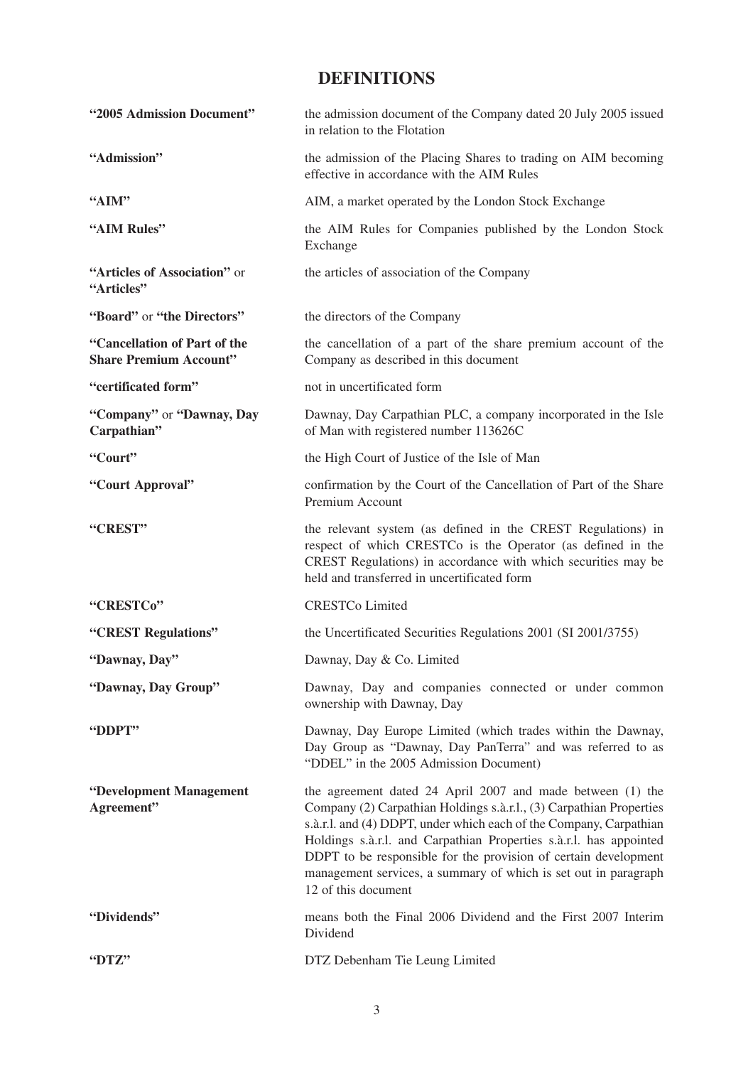# DEFINITIONS

| | |
|---|---|
| **"2005 Admission Document"** | the admission document of the Company dated 20 July 2005 issued in relation to the Flotation |
| **"Admission"** | the admission of the Placing Shares to trading on AIM becoming effective in accordance with the AIM Rules |
| **"AIM"** | AIM, a market operated by the London Stock Exchange |
| **"AIM Rules"** | the AIM Rules for Companies published by the London Stock Exchange |
| **"Articles of Association"** or **"Articles"** | the articles of association of the Company |
| **"Board"** or **"the Directors"** | the directors of the Company |
| **"Cancellation of Part of the Share Premium Account"** | the cancellation of a part of the share premium account of the Company as described in this document |
| **"certificated form"** | not in uncertificated form |
| **"Company"** or **"Dawnay, Day Carpathian"** | Dawnay, Day Carpathian PLC, a company incorporated in the Isle of Man with registered number 113626C |
| **"Court"** | the High Court of Justice of the Isle of Man |
| **"Court Approval"** | confirmation by the Court of the Cancellation of Part of the Share Premium Account |
| **"CREST"** | the relevant system (as defined in the CREST Regulations) in respect of which CRESTCo is the Operator (as defined in the CREST Regulations) in accordance with which securities may be held and transferred in uncertificated form |
| **"CRESTCo"** | CRESTCo Limited |
| **"CREST Regulations"** | the Uncertificated Securities Regulations 2001 (SI 2001/3755) |
| **"Dawnay, Day"** | Dawnay, Day & Co. Limited |
| **"Dawnay, Day Group"** | Dawnay, Day and companies connected or under common ownership with Dawnay, Day |
| **"DDPT"** | Dawnay, Day Europe Limited (which trades within the Dawnay, Day Group as "Dawnay, Day PanTerra" and was referred to as "DDEL" in the 2005 Admission Document) |
| **"Development Management Agreement"** | the agreement dated 24 April 2007 and made between (1) the Company (2) Carpathian Holdings s.à.r.l., (3) Carpathian Properties s.à.r.l. and (4) DDPT, under which each of the Company, Carpathian Holdings s.à.r.l. and Carpathian Properties s.à.r.l. has appointed DDPT to be responsible for the provision of certain development management services, a summary of which is set out in paragraph 12 of this document |
| **"Dividends"** | means both the Final 2006 Dividend and the First 2007 Interim Dividend |
| **"DTZ"** | DTZ Debenham Tie Leung Limited |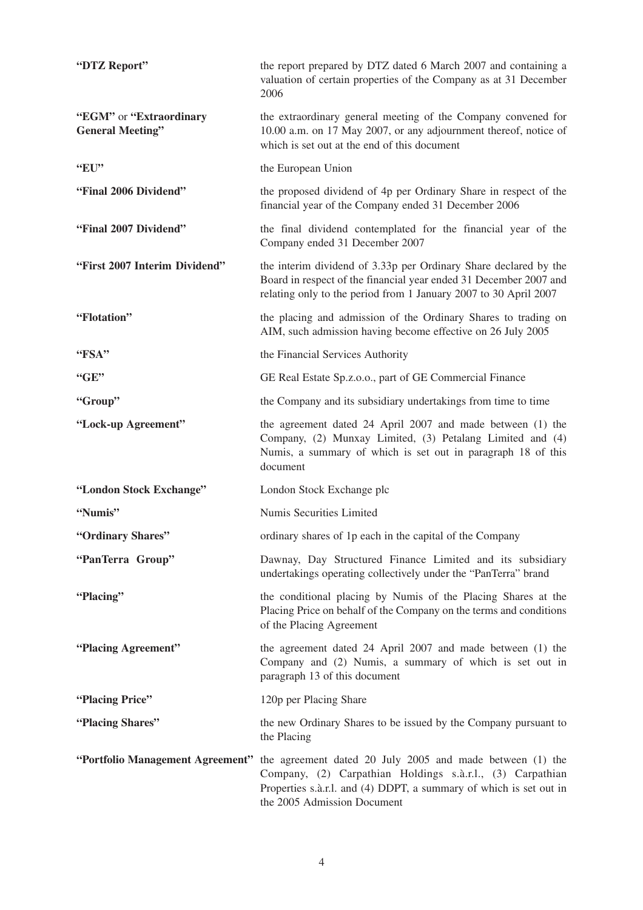| | |
|---|---|
| **"DTZ Report"** | the report prepared by DTZ dated 6 March 2007 and containing a valuation of certain properties of the Company as at 31 December 2006 |
| **"EGM"** or **"Extraordinary General Meeting"** | the extraordinary general meeting of the Company convened for 10.00 a.m. on 17 May 2007, or any adjournment thereof, notice of which is set out at the end of this document |
| **"EU"** | the European Union |
| **"Final 2006 Dividend"** | the proposed dividend of 4p per Ordinary Share in respect of the financial year of the Company ended 31 December 2006 |
| **"Final 2007 Dividend"** | the final dividend contemplated for the financial year of the Company ended 31 December 2007 |
| **"First 2007 Interim Dividend"** | the interim dividend of 3.33p per Ordinary Share declared by the Board in respect of the financial year ended 31 December 2007 and relating only to the period from 1 January 2007 to 30 April 2007 |
| **"Flotation"** | the placing and admission of the Ordinary Shares to trading on AIM, such admission having become effective on 26 July 2005 |
| **"FSA"** | the Financial Services Authority |
| **"GE"** | GE Real Estate Sp.z.o.o., part of GE Commercial Finance |
| **"Group"** | the Company and its subsidiary undertakings from time to time |
| **"Lock-up Agreement"** | the agreement dated 24 April 2007 and made between (1) the Company, (2) Munxay Limited, (3) Petalang Limited and (4) Numis, a summary of which is set out in paragraph 18 of this document |
| **"London Stock Exchange"** | London Stock Exchange plc |
| **"Numis"** | Numis Securities Limited |
| **"Ordinary Shares"** | ordinary shares of 1p each in the capital of the Company |
| **"PanTerra Group"** | Dawnay, Day Structured Finance Limited and its subsidiary undertakings operating collectively under the "PanTerra" brand |
| **"Placing"** | the conditional placing by Numis of the Placing Shares at the Placing Price on behalf of the Company on the terms and conditions of the Placing Agreement |
| **"Placing Agreement"** | the agreement dated 24 April 2007 and made between (1) the Company and (2) Numis, a summary of which is set out in paragraph 13 of this document |
| **"Placing Price"** | 120p per Placing Share |
| **"Placing Shares"** | the new Ordinary Shares to be issued by the Company pursuant to the Placing |
| **"Portfolio Management Agreement"** | the agreement dated 20 July 2005 and made between (1) the Company, (2) Carpathian Holdings s.à.r.l., (3) Carpathian Properties s.à.r.l. and (4) DDPT, a summary of which is set out in the 2005 Admission Document |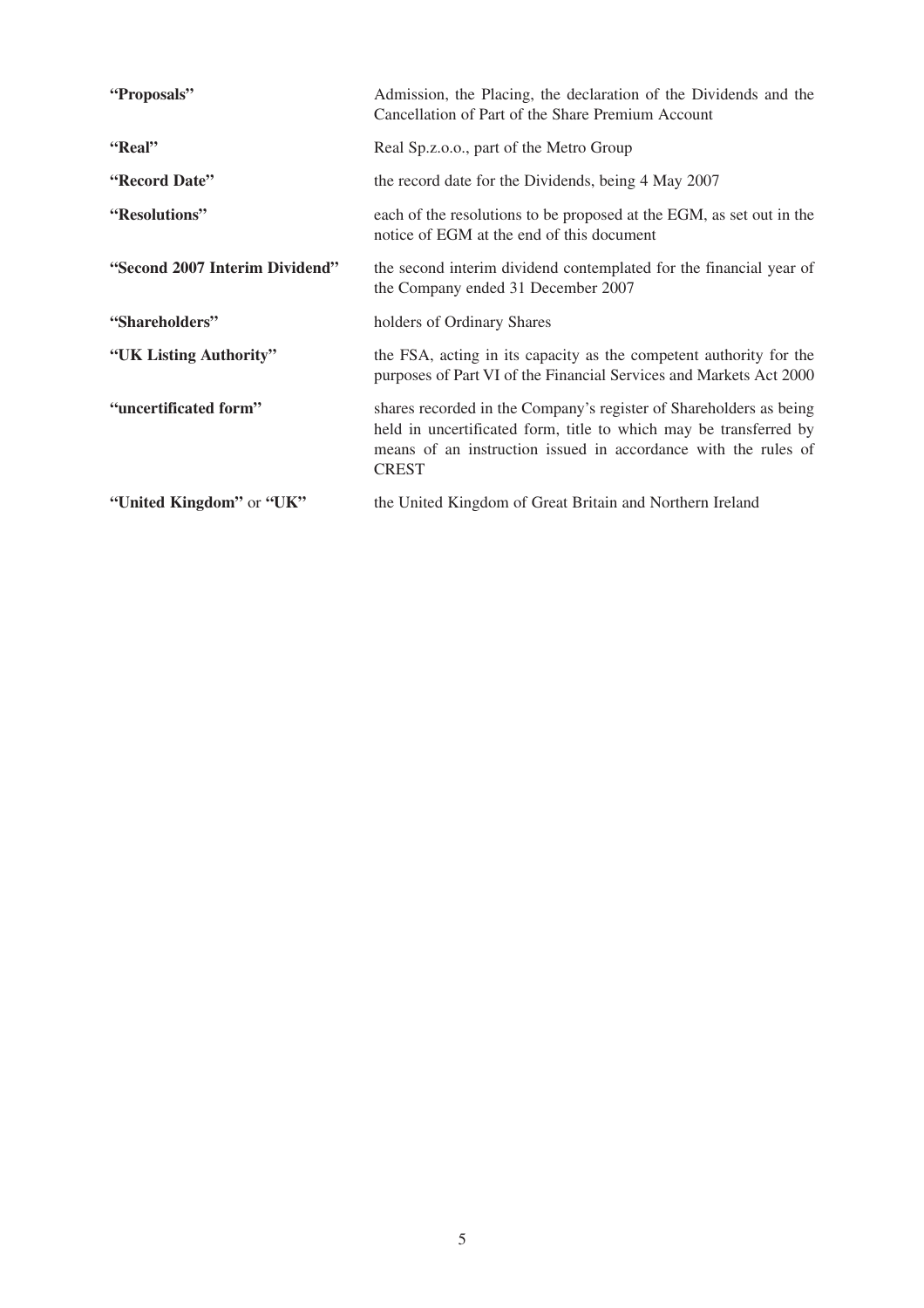| | |
|---|---|
| **"Proposals"** | Admission, the Placing, the declaration of the Dividends and the Cancellation of Part of the Share Premium Account |
| **"Real"** | Real Sp.z.o.o., part of the Metro Group |
| **"Record Date"** | the record date for the Dividends, being 4 May 2007 |
| **"Resolutions"** | each of the resolutions to be proposed at the EGM, as set out in the notice of EGM at the end of this document |
| **"Second 2007 Interim Dividend"** | the second interim dividend contemplated for the financial year of the Company ended 31 December 2007 |
| **"Shareholders"** | holders of Ordinary Shares |
| **"UK Listing Authority"** | the FSA, acting in its capacity as the competent authority for the purposes of Part VI of the Financial Services and Markets Act 2000 |
| **"uncertificated form"** | shares recorded in the Company's register of Shareholders as being held in uncertificated form, title to which may be transferred by means of an instruction issued in accordance with the rules of CREST |
| **"United Kingdom"** or **"UK"** | the United Kingdom of Great Britain and Northern Ireland |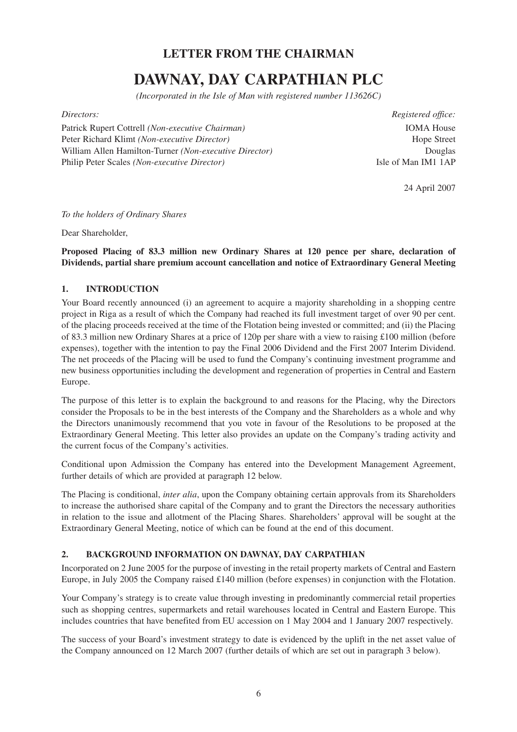# LETTER FROM THE CHAIRMAN

# DAWNAY, DAY CARPATHIAN PLC

*(Incorporated in the Isle of Man with registered number 113626C)*

*Directors:*

Patrick Rupert Cottrell *(Non-executive Chairman)*
Peter Richard Klimt *(Non-executive Director)*
William Allen Hamilton-Turner *(Non-executive Director)*
Philip Peter Scales *(Non-executive Director)*

*Registered office:*

IOMA House
Hope Street
Douglas
Isle of Man IM1 1AP

24 April 2007

*To the holders of Ordinary Shares*

Dear Shareholder,

**Proposed Placing of 83.3 million new Ordinary Shares at 120 pence per share, declaration of Dividends, partial share premium account cancellation and notice of Extraordinary General Meeting**

## 1. INTRODUCTION

Your Board recently announced (i) an agreement to acquire a majority shareholding in a shopping centre project in Riga as a result of which the Company had reached its full investment target of over 90 per cent. of the placing proceeds received at the time of the Flotation being invested or committed; and (ii) the Placing of 83.3 million new Ordinary Shares at a price of 120p per share with a view to raising £100 million (before expenses), together with the intention to pay the Final 2006 Dividend and the First 2007 Interim Dividend. The net proceeds of the Placing will be used to fund the Company's continuing investment programme and new business opportunities including the development and regeneration of properties in Central and Eastern Europe.

The purpose of this letter is to explain the background to and reasons for the Placing, why the Directors consider the Proposals to be in the best interests of the Company and the Shareholders as a whole and why the Directors unanimously recommend that you vote in favour of the Resolutions to be proposed at the Extraordinary General Meeting. This letter also provides an update on the Company's trading activity and the current focus of the Company's activities.

Conditional upon Admission the Company has entered into the Development Management Agreement, further details of which are provided at paragraph 12 below.

The Placing is conditional, *inter alia*, upon the Company obtaining certain approvals from its Shareholders to increase the authorised share capital of the Company and to grant the Directors the necessary authorities in relation to the issue and allotment of the Placing Shares. Shareholders' approval will be sought at the Extraordinary General Meeting, notice of which can be found at the end of this document.

## 2. BACKGROUND INFORMATION ON DAWNAY, DAY CARPATHIAN

Incorporated on 2 June 2005 for the purpose of investing in the retail property markets of Central and Eastern Europe, in July 2005 the Company raised £140 million (before expenses) in conjunction with the Flotation.

Your Company's strategy is to create value through investing in predominantly commercial retail properties such as shopping centres, supermarkets and retail warehouses located in Central and Eastern Europe. This includes countries that have benefited from EU accession on 1 May 2004 and 1 January 2007 respectively.

The success of your Board's investment strategy to date is evidenced by the uplift in the net asset value of the Company announced on 12 March 2007 (further details of which are set out in paragraph 3 below).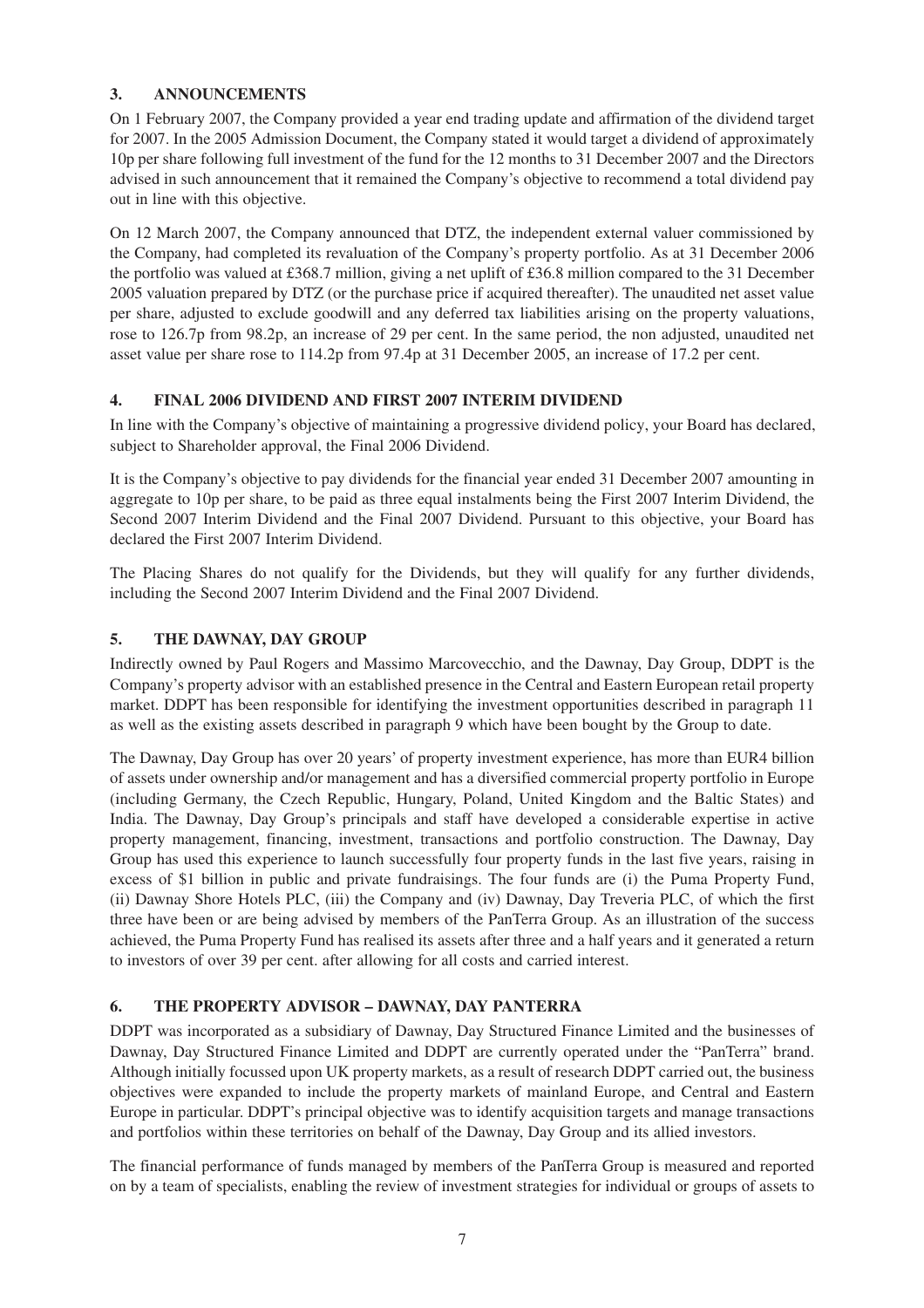## 3. ANNOUNCEMENTS

On 1 February 2007, the Company provided a year end trading update and affirmation of the dividend target for 2007. In the 2005 Admission Document, the Company stated it would target a dividend of approximately 10p per share following full investment of the fund for the 12 months to 31 December 2007 and the Directors advised in such announcement that it remained the Company's objective to recommend a total dividend pay out in line with this objective.

On 12 March 2007, the Company announced that DTZ, the independent external valuer commissioned by the Company, had completed its revaluation of the Company's property portfolio. As at 31 December 2006 the portfolio was valued at £368.7 million, giving a net uplift of £36.8 million compared to the 31 December 2005 valuation prepared by DTZ (or the purchase price if acquired thereafter). The unaudited net asset value per share, adjusted to exclude goodwill and any deferred tax liabilities arising on the property valuations, rose to 126.7p from 98.2p, an increase of 29 per cent. In the same period, the non adjusted, unaudited net asset value per share rose to 114.2p from 97.4p at 31 December 2005, an increase of 17.2 per cent.

## 4. FINAL 2006 DIVIDEND AND FIRST 2007 INTERIM DIVIDEND

In line with the Company's objective of maintaining a progressive dividend policy, your Board has declared, subject to Shareholder approval, the Final 2006 Dividend.

It is the Company's objective to pay dividends for the financial year ended 31 December 2007 amounting in aggregate to 10p per share, to be paid as three equal instalments being the First 2007 Interim Dividend, the Second 2007 Interim Dividend and the Final 2007 Dividend. Pursuant to this objective, your Board has declared the First 2007 Interim Dividend.

The Placing Shares do not qualify for the Dividends, but they will qualify for any further dividends, including the Second 2007 Interim Dividend and the Final 2007 Dividend.

## 5. THE DAWNAY, DAY GROUP

Indirectly owned by Paul Rogers and Massimo Marcovecchio, and the Dawnay, Day Group, DDPT is the Company's property advisor with an established presence in the Central and Eastern European retail property market. DDPT has been responsible for identifying the investment opportunities described in paragraph 11 as well as the existing assets described in paragraph 9 which have been bought by the Group to date.

The Dawnay, Day Group has over 20 years' of property investment experience, has more than EUR4 billion of assets under ownership and/or management and has a diversified commercial property portfolio in Europe (including Germany, the Czech Republic, Hungary, Poland, United Kingdom and the Baltic States) and India. The Dawnay, Day Group's principals and staff have developed a considerable expertise in active property management, financing, investment, transactions and portfolio construction. The Dawnay, Day Group has used this experience to launch successfully four property funds in the last five years, raising in excess of \$1 billion in public and private fundraisings. The four funds are (i) the Puma Property Fund, (ii) Dawnay Shore Hotels PLC, (iii) the Company and (iv) Dawnay, Day Treveria PLC, of which the first three have been or are being advised by members of the PanTerra Group. As an illustration of the success achieved, the Puma Property Fund has realised its assets after three and a half years and it generated a return to investors of over 39 per cent. after allowing for all costs and carried interest.

## 6. THE PROPERTY ADVISOR – DAWNAY, DAY PANTERRA

DDPT was incorporated as a subsidiary of Dawnay, Day Structured Finance Limited and the businesses of Dawnay, Day Structured Finance Limited and DDPT are currently operated under the "PanTerra" brand. Although initially focussed upon UK property markets, as a result of research DDPT carried out, the business objectives were expanded to include the property markets of mainland Europe, and Central and Eastern Europe in particular. DDPT's principal objective was to identify acquisition targets and manage transactions and portfolios within these territories on behalf of the Dawnay, Day Group and its allied investors.

The financial performance of funds managed by members of the PanTerra Group is measured and reported on by a team of specialists, enabling the review of investment strategies for individual or groups of assets to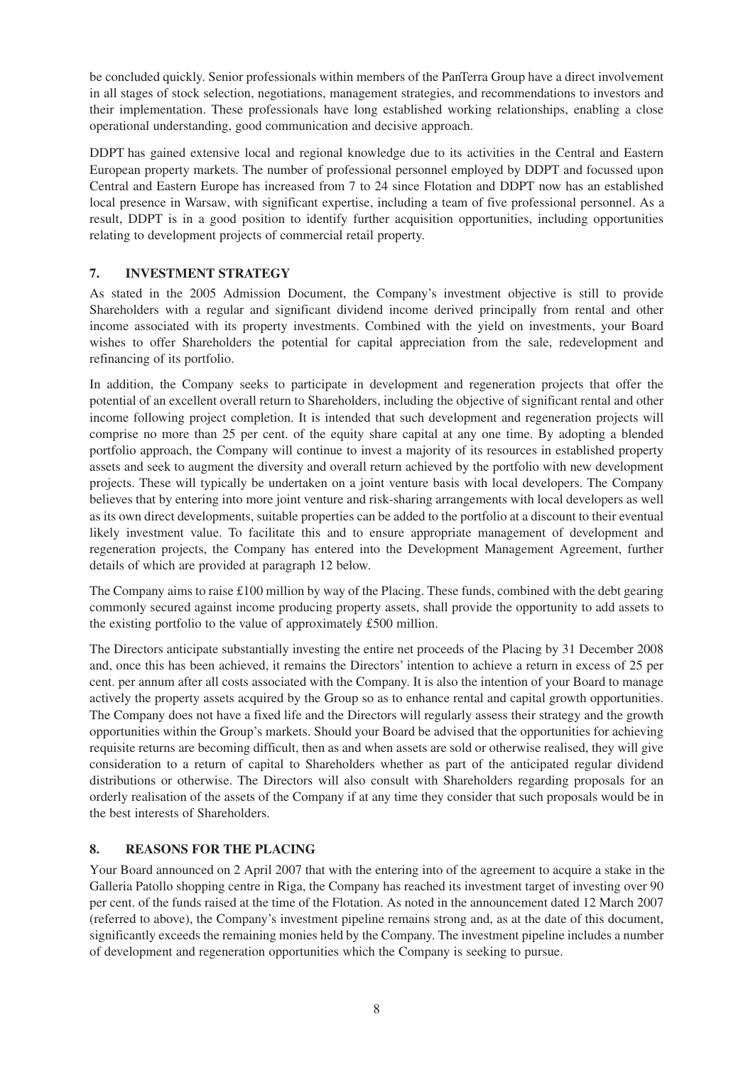be concluded quickly. Senior professionals within members of the PanTerra Group have a direct involvement in all stages of stock selection, negotiations, management strategies, and recommendations to investors and their implementation. These professionals have long established working relationships, enabling a close operational understanding, good communication and decisive approach.

DDPT has gained extensive local and regional knowledge due to its activities in the Central and Eastern European property markets. The number of professional personnel employed by DDPT and focussed upon Central and Eastern Europe has increased from 7 to 24 since Flotation and DDPT now has an established local presence in Warsaw, with significant expertise, including a team of five professional personnel. As a result, DDPT is in a good position to identify further acquisition opportunities, including opportunities relating to development projects of commercial retail property.

## 7. INVESTMENT STRATEGY

As stated in the 2005 Admission Document, the Company's investment objective is still to provide Shareholders with a regular and significant dividend income derived principally from rental and other income associated with its property investments. Combined with the yield on investments, your Board wishes to offer Shareholders the potential for capital appreciation from the sale, redevelopment and refinancing of its portfolio.

In addition, the Company seeks to participate in development and regeneration projects that offer the potential of an excellent overall return to Shareholders, including the objective of significant rental and other income following project completion. It is intended that such development and regeneration projects will comprise no more than 25 per cent. of the equity share capital at any one time. By adopting a blended portfolio approach, the Company will continue to invest a majority of its resources in established property assets and seek to augment the diversity and overall return achieved by the portfolio with new development projects. These will typically be undertaken on a joint venture basis with local developers. The Company believes that by entering into more joint venture and risk-sharing arrangements with local developers as well as its own direct developments, suitable properties can be added to the portfolio at a discount to their eventual likely investment value. To facilitate this and to ensure appropriate management of development and regeneration projects, the Company has entered into the Development Management Agreement, further details of which are provided at paragraph 12 below.

The Company aims to raise £100 million by way of the Placing. These funds, combined with the debt gearing commonly secured against income producing property assets, shall provide the opportunity to add assets to the existing portfolio to the value of approximately £500 million.

The Directors anticipate substantially investing the entire net proceeds of the Placing by 31 December 2008 and, once this has been achieved, it remains the Directors' intention to achieve a return in excess of 25 per cent. per annum after all costs associated with the Company. It is also the intention of your Board to manage actively the property assets acquired by the Group so as to enhance rental and capital growth opportunities. The Company does not have a fixed life and the Directors will regularly assess their strategy and the growth opportunities within the Group's markets. Should your Board be advised that the opportunities for achieving requisite returns are becoming difficult, then as and when assets are sold or otherwise realised, they will give consideration to a return of capital to Shareholders whether as part of the anticipated regular dividend distributions or otherwise. The Directors will also consult with Shareholders regarding proposals for an orderly realisation of the assets of the Company if at any time they consider that such proposals would be in the best interests of Shareholders.

## 8. REASONS FOR THE PLACING

Your Board announced on 2 April 2007 that with the entering into of the agreement to acquire a stake in the Galleria Patollo shopping centre in Riga, the Company has reached its investment target of investing over 90 per cent. of the funds raised at the time of the Flotation. As noted in the announcement dated 12 March 2007 (referred to above), the Company's investment pipeline remains strong and, as at the date of this document, significantly exceeds the remaining monies held by the Company. The investment pipeline includes a number of development and regeneration opportunities which the Company is seeking to pursue.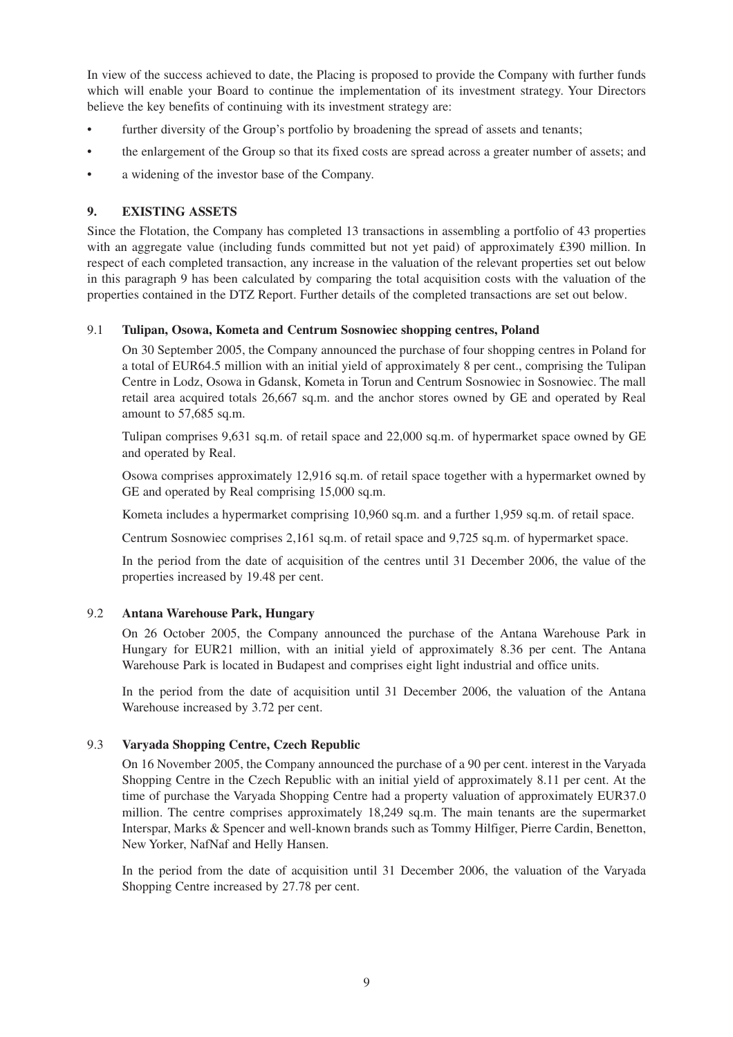In view of the success achieved to date, the Placing is proposed to provide the Company with further funds which will enable your Board to continue the implementation of its investment strategy. Your Directors believe the key benefits of continuing with its investment strategy are:

- further diversity of the Group's portfolio by broadening the spread of assets and tenants;
- the enlargement of the Group so that its fixed costs are spread across a greater number of assets; and
- a widening of the investor base of the Company.

## 9. EXISTING ASSETS

Since the Flotation, the Company has completed 13 transactions in assembling a portfolio of 43 properties with an aggregate value (including funds committed but not yet paid) of approximately £390 million. In respect of each completed transaction, any increase in the valuation of the relevant properties set out below in this paragraph 9 has been calculated by comparing the total acquisition costs with the valuation of the properties contained in the DTZ Report. Further details of the completed transactions are set out below.

### 9.1 Tulipan, Osowa, Kometa and Centrum Sosnowiec shopping centres, Poland

On 30 September 2005, the Company announced the purchase of four shopping centres in Poland for a total of EUR64.5 million with an initial yield of approximately 8 per cent., comprising the Tulipan Centre in Lodz, Osowa in Gdansk, Kometa in Torun and Centrum Sosnowiec in Sosnowiec. The mall retail area acquired totals 26,667 sq.m. and the anchor stores owned by GE and operated by Real amount to 57,685 sq.m.

Tulipan comprises 9,631 sq.m. of retail space and 22,000 sq.m. of hypermarket space owned by GE and operated by Real.

Osowa comprises approximately 12,916 sq.m. of retail space together with a hypermarket owned by GE and operated by Real comprising 15,000 sq.m.

Kometa includes a hypermarket comprising 10,960 sq.m. and a further 1,959 sq.m. of retail space.

Centrum Sosnowiec comprises 2,161 sq.m. of retail space and 9,725 sq.m. of hypermarket space.

In the period from the date of acquisition of the centres until 31 December 2006, the value of the properties increased by 19.48 per cent.

### 9.2 Antana Warehouse Park, Hungary

On 26 October 2005, the Company announced the purchase of the Antana Warehouse Park in Hungary for EUR21 million, with an initial yield of approximately 8.36 per cent. The Antana Warehouse Park is located in Budapest and comprises eight light industrial and office units.

In the period from the date of acquisition until 31 December 2006, the valuation of the Antana Warehouse increased by 3.72 per cent.

### 9.3 Varyada Shopping Centre, Czech Republic

On 16 November 2005, the Company announced the purchase of a 90 per cent. interest in the Varyada Shopping Centre in the Czech Republic with an initial yield of approximately 8.11 per cent. At the time of purchase the Varyada Shopping Centre had a property valuation of approximately EUR37.0 million. The centre comprises approximately 18,249 sq.m. The main tenants are the supermarket Interspar, Marks & Spencer and well-known brands such as Tommy Hilfiger, Pierre Cardin, Benetton, New Yorker, NafNaf and Helly Hansen.

In the period from the date of acquisition until 31 December 2006, the valuation of the Varyada Shopping Centre increased by 27.78 per cent.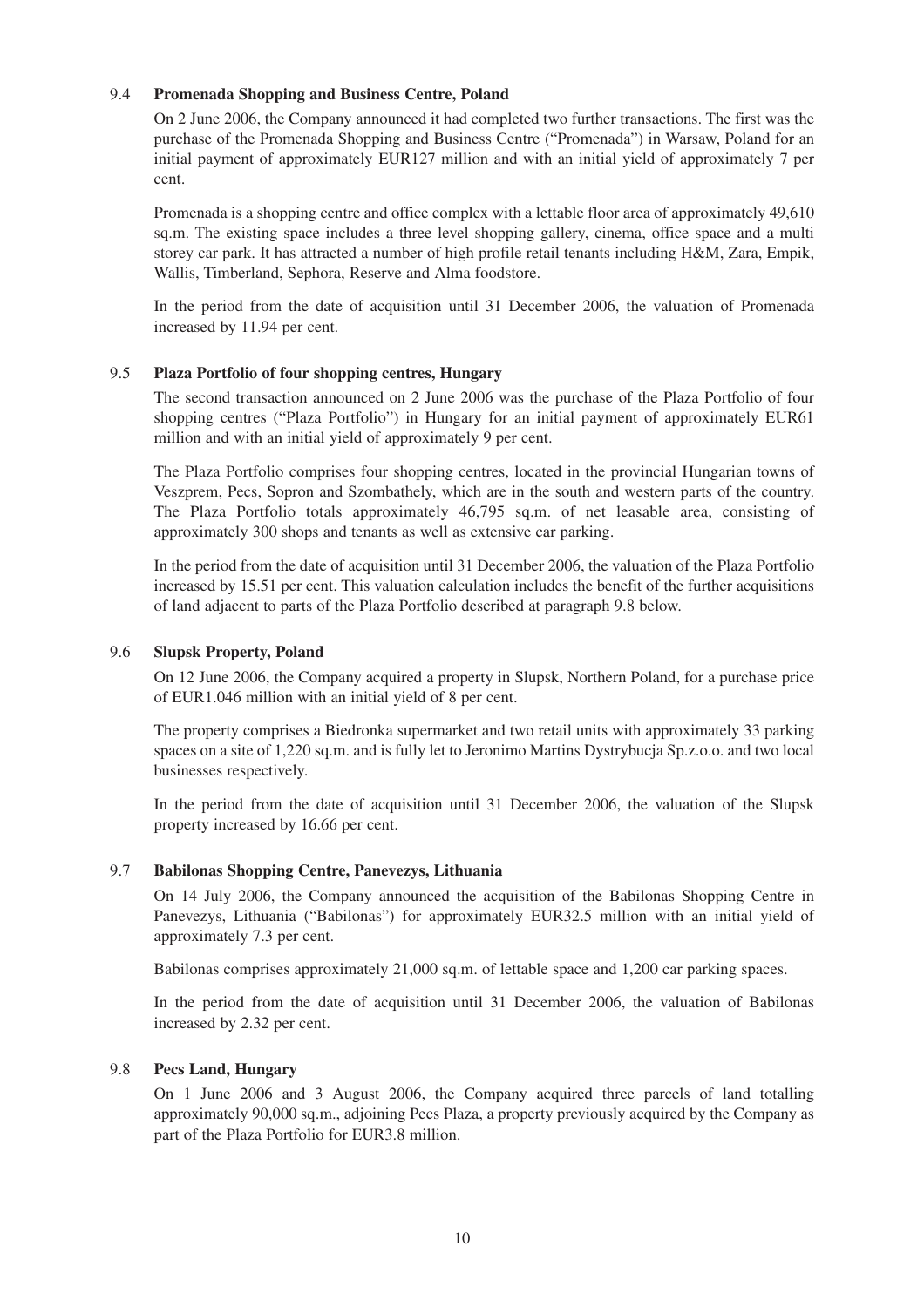### 9.4 Promenada Shopping and Business Centre, Poland

On 2 June 2006, the Company announced it had completed two further transactions. The first was the purchase of the Promenada Shopping and Business Centre ("Promenada") in Warsaw, Poland for an initial payment of approximately EUR127 million and with an initial yield of approximately 7 per cent.

Promenada is a shopping centre and office complex with a lettable floor area of approximately 49,610 sq.m. The existing space includes a three level shopping gallery, cinema, office space and a multi storey car park. It has attracted a number of high profile retail tenants including H&M, Zara, Empik, Wallis, Timberland, Sephora, Reserve and Alma foodstore.

In the period from the date of acquisition until 31 December 2006, the valuation of Promenada increased by 11.94 per cent.

### 9.5 Plaza Portfolio of four shopping centres, Hungary

The second transaction announced on 2 June 2006 was the purchase of the Plaza Portfolio of four shopping centres ("Plaza Portfolio") in Hungary for an initial payment of approximately EUR61 million and with an initial yield of approximately 9 per cent.

The Plaza Portfolio comprises four shopping centres, located in the provincial Hungarian towns of Veszprem, Pecs, Sopron and Szombathely, which are in the south and western parts of the country. The Plaza Portfolio totals approximately 46,795 sq.m. of net leasable area, consisting of approximately 300 shops and tenants as well as extensive car parking.

In the period from the date of acquisition until 31 December 2006, the valuation of the Plaza Portfolio increased by 15.51 per cent. This valuation calculation includes the benefit of the further acquisitions of land adjacent to parts of the Plaza Portfolio described at paragraph 9.8 below.

### 9.6 Slupsk Property, Poland

On 12 June 2006, the Company acquired a property in Slupsk, Northern Poland, for a purchase price of EUR1.046 million with an initial yield of 8 per cent.

The property comprises a Biedronka supermarket and two retail units with approximately 33 parking spaces on a site of 1,220 sq.m. and is fully let to Jeronimo Martins Dystrybucja Sp.z.o.o. and two local businesses respectively.

In the period from the date of acquisition until 31 December 2006, the valuation of the Slupsk property increased by 16.66 per cent.

### 9.7 Babilonas Shopping Centre, Panevezys, Lithuania

On 14 July 2006, the Company announced the acquisition of the Babilonas Shopping Centre in Panevezys, Lithuania ("Babilonas") for approximately EUR32.5 million with an initial yield of approximately 7.3 per cent.

Babilonas comprises approximately 21,000 sq.m. of lettable space and 1,200 car parking spaces.

In the period from the date of acquisition until 31 December 2006, the valuation of Babilonas increased by 2.32 per cent.

### 9.8 Pecs Land, Hungary

On 1 June 2006 and 3 August 2006, the Company acquired three parcels of land totalling approximately 90,000 sq.m., adjoining Pecs Plaza, a property previously acquired by the Company as part of the Plaza Portfolio for EUR3.8 million.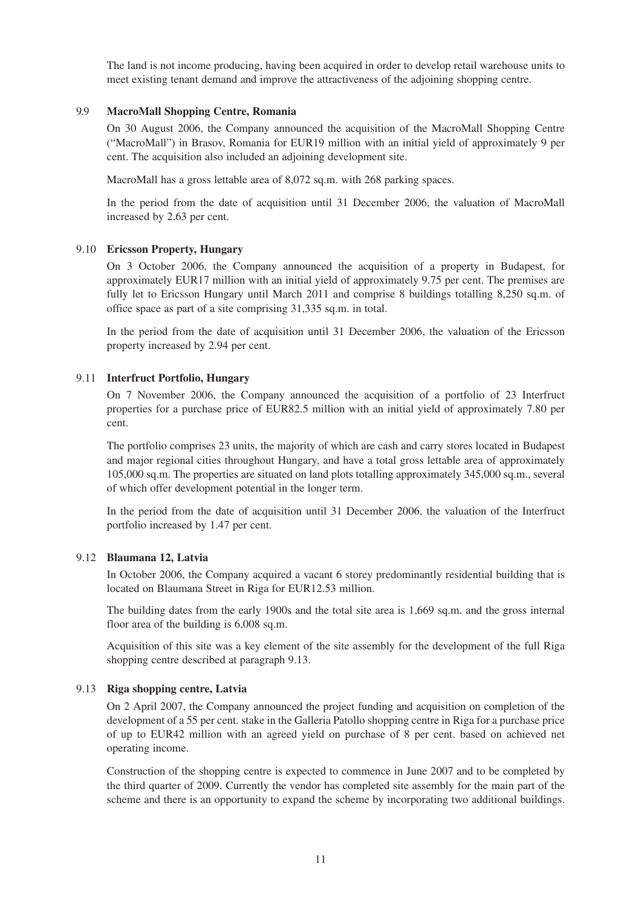The land is not income producing, having been acquired in order to develop retail warehouse units to meet existing tenant demand and improve the attractiveness of the adjoining shopping centre.

### 9.9 **MacroMall Shopping Centre, Romania**

On 30 August 2006, the Company announced the acquisition of the MacroMall Shopping Centre ("MacroMall") in Brasov, Romania for EUR19 million with an initial yield of approximately 9 per cent. The acquisition also included an adjoining development site.

MacroMall has a gross lettable area of 8,072 sq.m. with 268 parking spaces.

In the period from the date of acquisition until 31 December 2006, the valuation of MacroMall increased by 2.63 per cent.

### 9.10 **Ericsson Property, Hungary**

On 3 October 2006, the Company announced the acquisition of a property in Budapest, for approximately EUR17 million with an initial yield of approximately 9.75 per cent. The premises are fully let to Ericsson Hungary until March 2011 and comprise 8 buildings totalling 8,250 sq.m. of office space as part of a site comprising 31,335 sq.m. in total.

In the period from the date of acquisition until 31 December 2006, the valuation of the Ericsson property increased by 2.94 per cent.

### 9.11 **Interfruct Portfolio, Hungary**

On 7 November 2006, the Company announced the acquisition of a portfolio of 23 Interfruct properties for a purchase price of EUR82.5 million with an initial yield of approximately 7.80 per cent.

The portfolio comprises 23 units, the majority of which are cash and carry stores located in Budapest and major regional cities throughout Hungary, and have a total gross lettable area of approximately 105,000 sq.m. The properties are situated on land plots totalling approximately 345,000 sq.m., several of which offer development potential in the longer term.

In the period from the date of acquisition until 31 December 2006, the valuation of the Interfruct portfolio increased by 1.47 per cent.

### 9.12 **Blaumana 12, Latvia**

In October 2006, the Company acquired a vacant 6 storey predominantly residential building that is located on Blaumana Street in Riga for EUR12.53 million.

The building dates from the early 1900s and the total site area is 1,669 sq.m. and the gross internal floor area of the building is 6,008 sq.m.

Acquisition of this site was a key element of the site assembly for the development of the full Riga shopping centre described at paragraph 9.13.

### 9.13 **Riga shopping centre, Latvia**

On 2 April 2007, the Company announced the project funding and acquisition on completion of the development of a 55 per cent. stake in the Galleria Patollo shopping centre in Riga for a purchase price of up to EUR42 million with an agreed yield on purchase of 8 per cent. based on achieved net operating income.

Construction of the shopping centre is expected to commence in June 2007 and to be completed by the third quarter of 2009. Currently the vendor has completed site assembly for the main part of the scheme and there is an opportunity to expand the scheme by incorporating two additional buildings.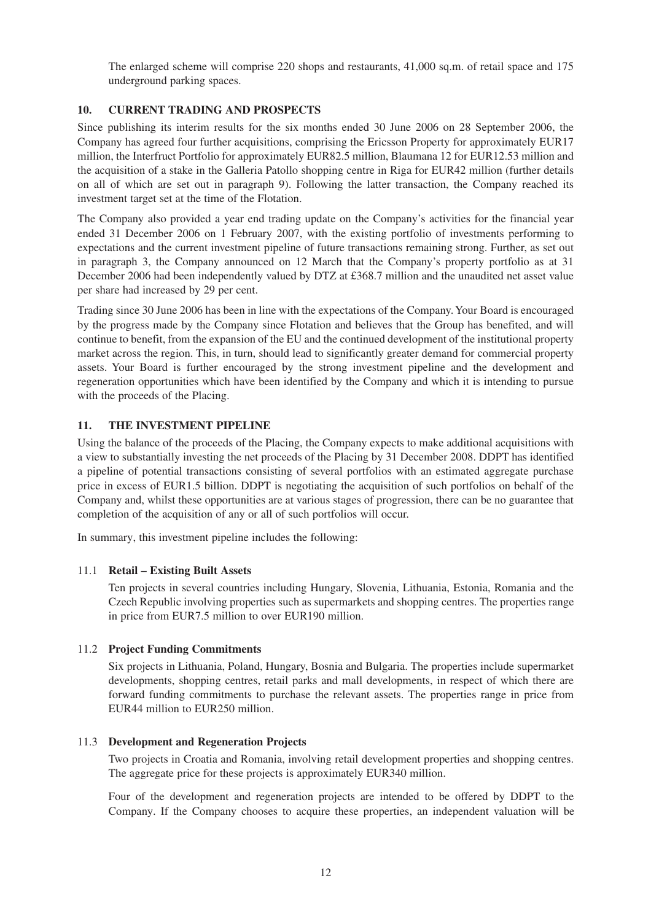The enlarged scheme will comprise 220 shops and restaurants, 41,000 sq.m. of retail space and 175 underground parking spaces.

## 10. CURRENT TRADING AND PROSPECTS

Since publishing its interim results for the six months ended 30 June 2006 on 28 September 2006, the Company has agreed four further acquisitions, comprising the Ericsson Property for approximately EUR17 million, the Interfruct Portfolio for approximately EUR82.5 million, Blaumana 12 for EUR12.53 million and the acquisition of a stake in the Galleria Patollo shopping centre in Riga for EUR42 million (further details on all of which are set out in paragraph 9). Following the latter transaction, the Company reached its investment target set at the time of the Flotation.

The Company also provided a year end trading update on the Company's activities for the financial year ended 31 December 2006 on 1 February 2007, with the existing portfolio of investments performing to expectations and the current investment pipeline of future transactions remaining strong. Further, as set out in paragraph 3, the Company announced on 12 March that the Company's property portfolio as at 31 December 2006 had been independently valued by DTZ at £368.7 million and the unaudited net asset value per share had increased by 29 per cent.

Trading since 30 June 2006 has been in line with the expectations of the Company. Your Board is encouraged by the progress made by the Company since Flotation and believes that the Group has benefited, and will continue to benefit, from the expansion of the EU and the continued development of the institutional property market across the region. This, in turn, should lead to significantly greater demand for commercial property assets. Your Board is further encouraged by the strong investment pipeline and the development and regeneration opportunities which have been identified by the Company and which it is intending to pursue with the proceeds of the Placing.

## 11. THE INVESTMENT PIPELINE

Using the balance of the proceeds of the Placing, the Company expects to make additional acquisitions with a view to substantially investing the net proceeds of the Placing by 31 December 2008. DDPT has identified a pipeline of potential transactions consisting of several portfolios with an estimated aggregate purchase price in excess of EUR1.5 billion. DDPT is negotiating the acquisition of such portfolios on behalf of the Company and, whilst these opportunities are at various stages of progression, there can be no guarantee that completion of the acquisition of any or all of such portfolios will occur.

In summary, this investment pipeline includes the following:

### 11.1 Retail – Existing Built Assets

Ten projects in several countries including Hungary, Slovenia, Lithuania, Estonia, Romania and the Czech Republic involving properties such as supermarkets and shopping centres. The properties range in price from EUR7.5 million to over EUR190 million.

### 11.2 Project Funding Commitments

Six projects in Lithuania, Poland, Hungary, Bosnia and Bulgaria. The properties include supermarket developments, shopping centres, retail parks and mall developments, in respect of which there are forward funding commitments to purchase the relevant assets. The properties range in price from EUR44 million to EUR250 million.

### 11.3 Development and Regeneration Projects

Two projects in Croatia and Romania, involving retail development properties and shopping centres. The aggregate price for these projects is approximately EUR340 million.

Four of the development and regeneration projects are intended to be offered by DDPT to the Company. If the Company chooses to acquire these properties, an independent valuation will be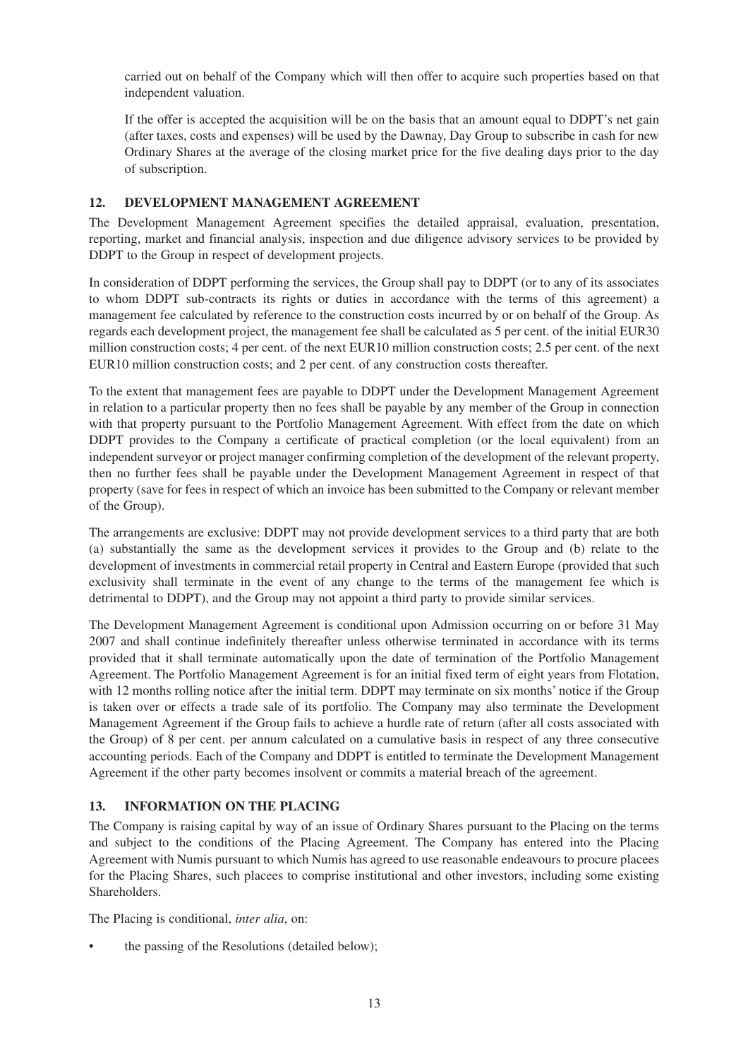carried out on behalf of the Company which will then offer to acquire such properties based on that independent valuation.

If the offer is accepted the acquisition will be on the basis that an amount equal to DDPT's net gain (after taxes, costs and expenses) will be used by the Dawnay, Day Group to subscribe in cash for new Ordinary Shares at the average of the closing market price for the five dealing days prior to the day of subscription.

## 12. DEVELOPMENT MANAGEMENT AGREEMENT

The Development Management Agreement specifies the detailed appraisal, evaluation, presentation, reporting, market and financial analysis, inspection and due diligence advisory services to be provided by DDPT to the Group in respect of development projects.

In consideration of DDPT performing the services, the Group shall pay to DDPT (or to any of its associates to whom DDPT sub-contracts its rights or duties in accordance with the terms of this agreement) a management fee calculated by reference to the construction costs incurred by or on behalf of the Group. As regards each development project, the management fee shall be calculated as 5 per cent. of the initial EUR30 million construction costs; 4 per cent. of the next EUR10 million construction costs; 2.5 per cent. of the next EUR10 million construction costs; and 2 per cent. of any construction costs thereafter.

To the extent that management fees are payable to DDPT under the Development Management Agreement in relation to a particular property then no fees shall be payable by any member of the Group in connection with that property pursuant to the Portfolio Management Agreement. With effect from the date on which DDPT provides to the Company a certificate of practical completion (or the local equivalent) from an independent surveyor or project manager confirming completion of the development of the relevant property, then no further fees shall be payable under the Development Management Agreement in respect of that property (save for fees in respect of which an invoice has been submitted to the Company or relevant member of the Group).

The arrangements are exclusive: DDPT may not provide development services to a third party that are both (a) substantially the same as the development services it provides to the Group and (b) relate to the development of investments in commercial retail property in Central and Eastern Europe (provided that such exclusivity shall terminate in the event of any change to the terms of the management fee which is detrimental to DDPT), and the Group may not appoint a third party to provide similar services.

The Development Management Agreement is conditional upon Admission occurring on or before 31 May 2007 and shall continue indefinitely thereafter unless otherwise terminated in accordance with its terms provided that it shall terminate automatically upon the date of termination of the Portfolio Management Agreement. The Portfolio Management Agreement is for an initial fixed term of eight years from Flotation, with 12 months rolling notice after the initial term. DDPT may terminate on six months' notice if the Group is taken over or effects a trade sale of its portfolio. The Company may also terminate the Development Management Agreement if the Group fails to achieve a hurdle rate of return (after all costs associated with the Group) of 8 per cent. per annum calculated on a cumulative basis in respect of any three consecutive accounting periods. Each of the Company and DDPT is entitled to terminate the Development Management Agreement if the other party becomes insolvent or commits a material breach of the agreement.

## 13. INFORMATION ON THE PLACING

The Company is raising capital by way of an issue of Ordinary Shares pursuant to the Placing on the terms and subject to the conditions of the Placing Agreement. The Company has entered into the Placing Agreement with Numis pursuant to which Numis has agreed to use reasonable endeavours to procure placees for the Placing Shares, such placees to comprise institutional and other investors, including some existing Shareholders.

The Placing is conditional, *inter alia*, on:

- the passing of the Resolutions (detailed below);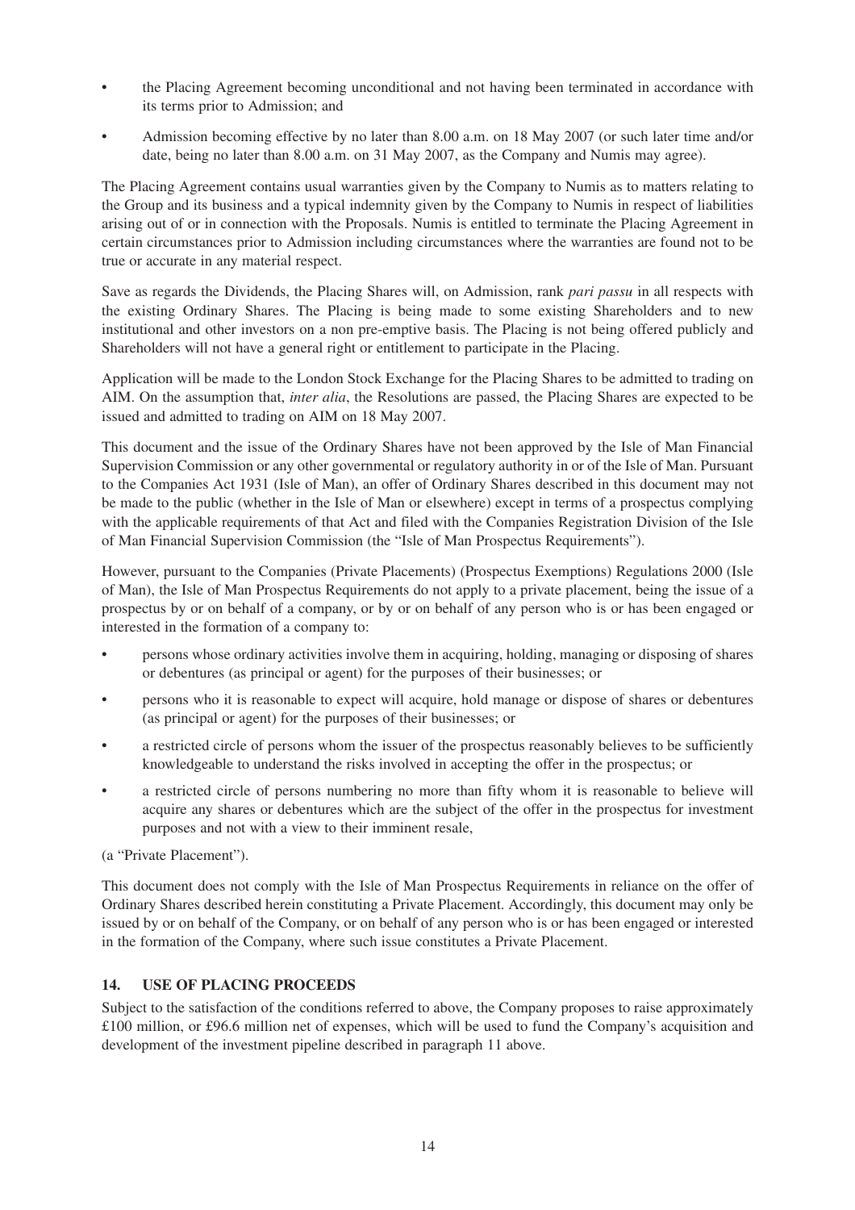- the Placing Agreement becoming unconditional and not having been terminated in accordance with its terms prior to Admission; and
- Admission becoming effective by no later than 8.00 a.m. on 18 May 2007 (or such later time and/or date, being no later than 8.00 a.m. on 31 May 2007, as the Company and Numis may agree).

The Placing Agreement contains usual warranties given by the Company to Numis as to matters relating to the Group and its business and a typical indemnity given by the Company to Numis in respect of liabilities arising out of or in connection with the Proposals. Numis is entitled to terminate the Placing Agreement in certain circumstances prior to Admission including circumstances where the warranties are found not to be true or accurate in any material respect.

Save as regards the Dividends, the Placing Shares will, on Admission, rank *pari passu* in all respects with the existing Ordinary Shares. The Placing is being made to some existing Shareholders and to new institutional and other investors on a non pre-emptive basis. The Placing is not being offered publicly and Shareholders will not have a general right or entitlement to participate in the Placing.

Application will be made to the London Stock Exchange for the Placing Shares to be admitted to trading on AIM. On the assumption that, *inter alia*, the Resolutions are passed, the Placing Shares are expected to be issued and admitted to trading on AIM on 18 May 2007.

This document and the issue of the Ordinary Shares have not been approved by the Isle of Man Financial Supervision Commission or any other governmental or regulatory authority in or of the Isle of Man. Pursuant to the Companies Act 1931 (Isle of Man), an offer of Ordinary Shares described in this document may not be made to the public (whether in the Isle of Man or elsewhere) except in terms of a prospectus complying with the applicable requirements of that Act and filed with the Companies Registration Division of the Isle of Man Financial Supervision Commission (the "Isle of Man Prospectus Requirements").

However, pursuant to the Companies (Private Placements) (Prospectus Exemptions) Regulations 2000 (Isle of Man), the Isle of Man Prospectus Requirements do not apply to a private placement, being the issue of a prospectus by or on behalf of a company, or by or on behalf of any person who is or has been engaged or interested in the formation of a company to:

- persons whose ordinary activities involve them in acquiring, holding, managing or disposing of shares or debentures (as principal or agent) for the purposes of their businesses; or
- persons who it is reasonable to expect will acquire, hold manage or dispose of shares or debentures (as principal or agent) for the purposes of their businesses; or
- a restricted circle of persons whom the issuer of the prospectus reasonably believes to be sufficiently knowledgeable to understand the risks involved in accepting the offer in the prospectus; or
- a restricted circle of persons numbering no more than fifty whom it is reasonable to believe will acquire any shares or debentures which are the subject of the offer in the prospectus for investment purposes and not with a view to their imminent resale,

(a "Private Placement").

This document does not comply with the Isle of Man Prospectus Requirements in reliance on the offer of Ordinary Shares described herein constituting a Private Placement. Accordingly, this document may only be issued by or on behalf of the Company, or on behalf of any person who is or has been engaged or interested in the formation of the Company, where such issue constitutes a Private Placement.

## 14. USE OF PLACING PROCEEDS

Subject to the satisfaction of the conditions referred to above, the Company proposes to raise approximately £100 million, or £96.6 million net of expenses, which will be used to fund the Company's acquisition and development of the investment pipeline described in paragraph 11 above.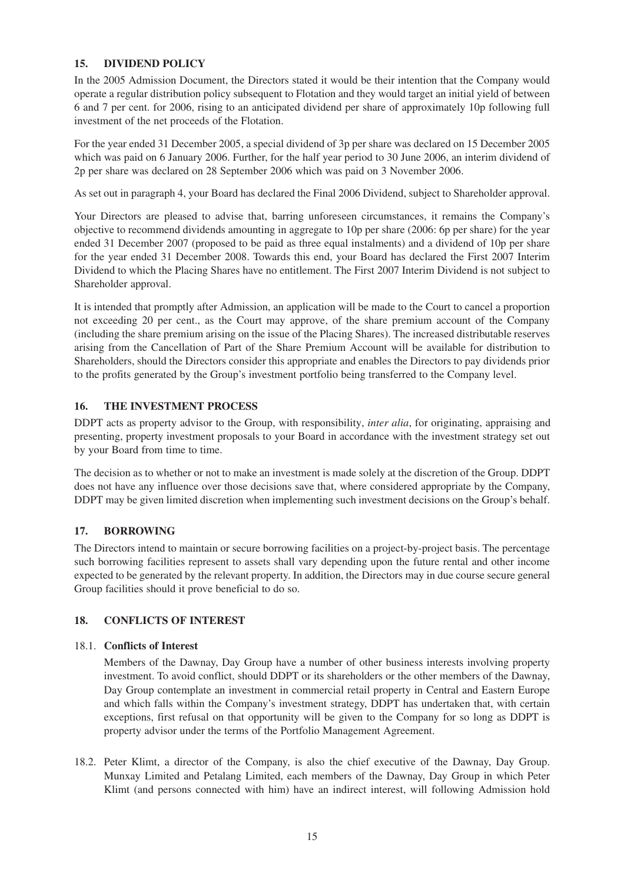## 15. DIVIDEND POLICY

In the 2005 Admission Document, the Directors stated it would be their intention that the Company would operate a regular distribution policy subsequent to Flotation and they would target an initial yield of between 6 and 7 per cent. for 2006, rising to an anticipated dividend per share of approximately 10p following full investment of the net proceeds of the Flotation.

For the year ended 31 December 2005, a special dividend of 3p per share was declared on 15 December 2005 which was paid on 6 January 2006. Further, for the half year period to 30 June 2006, an interim dividend of 2p per share was declared on 28 September 2006 which was paid on 3 November 2006.

As set out in paragraph 4, your Board has declared the Final 2006 Dividend, subject to Shareholder approval.

Your Directors are pleased to advise that, barring unforeseen circumstances, it remains the Company's objective to recommend dividends amounting in aggregate to 10p per share (2006: 6p per share) for the year ended 31 December 2007 (proposed to be paid as three equal instalments) and a dividend of 10p per share for the year ended 31 December 2008. Towards this end, your Board has declared the First 2007 Interim Dividend to which the Placing Shares have no entitlement. The First 2007 Interim Dividend is not subject to Shareholder approval.

It is intended that promptly after Admission, an application will be made to the Court to cancel a proportion not exceeding 20 per cent., as the Court may approve, of the share premium account of the Company (including the share premium arising on the issue of the Placing Shares). The increased distributable reserves arising from the Cancellation of Part of the Share Premium Account will be available for distribution to Shareholders, should the Directors consider this appropriate and enables the Directors to pay dividends prior to the profits generated by the Group's investment portfolio being transferred to the Company level.

## 16. THE INVESTMENT PROCESS

DDPT acts as property advisor to the Group, with responsibility, *inter alia*, for originating, appraising and presenting, property investment proposals to your Board in accordance with the investment strategy set out by your Board from time to time.

The decision as to whether or not to make an investment is made solely at the discretion of the Group. DDPT does not have any influence over those decisions save that, where considered appropriate by the Company, DDPT may be given limited discretion when implementing such investment decisions on the Group's behalf.

## 17. BORROWING

The Directors intend to maintain or secure borrowing facilities on a project-by-project basis. The percentage such borrowing facilities represent to assets shall vary depending upon the future rental and other income expected to be generated by the relevant property. In addition, the Directors may in due course secure general Group facilities should it prove beneficial to do so.

## 18. CONFLICTS OF INTEREST

18.1. **Conflicts of Interest**

Members of the Dawnay, Day Group have a number of other business interests involving property investment. To avoid conflict, should DDPT or its shareholders or the other members of the Dawnay, Day Group contemplate an investment in commercial retail property in Central and Eastern Europe and which falls within the Company's investment strategy, DDPT has undertaken that, with certain exceptions, first refusal on that opportunity will be given to the Company for so long as DDPT is property advisor under the terms of the Portfolio Management Agreement.

18.2. Peter Klimt, a director of the Company, is also the chief executive of the Dawnay, Day Group. Munxay Limited and Petalang Limited, each members of the Dawnay, Day Group in which Peter Klimt (and persons connected with him) have an indirect interest, will following Admission hold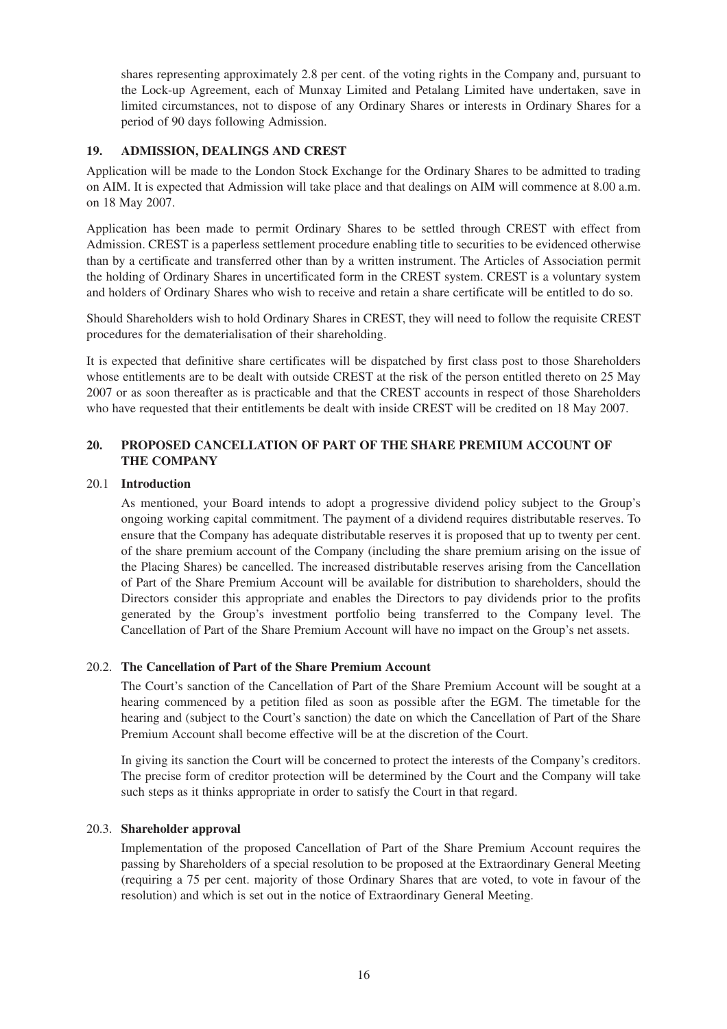shares representing approximately 2.8 per cent. of the voting rights in the Company and, pursuant to the Lock-up Agreement, each of Munxay Limited and Petalang Limited have undertaken, save in limited circumstances, not to dispose of any Ordinary Shares or interests in Ordinary Shares for a period of 90 days following Admission.

## 19. ADMISSION, DEALINGS AND CREST

Application will be made to the London Stock Exchange for the Ordinary Shares to be admitted to trading on AIM. It is expected that Admission will take place and that dealings on AIM will commence at 8.00 a.m. on 18 May 2007.

Application has been made to permit Ordinary Shares to be settled through CREST with effect from Admission. CREST is a paperless settlement procedure enabling title to securities to be evidenced otherwise than by a certificate and transferred other than by a written instrument. The Articles of Association permit the holding of Ordinary Shares in uncertificated form in the CREST system. CREST is a voluntary system and holders of Ordinary Shares who wish to receive and retain a share certificate will be entitled to do so.

Should Shareholders wish to hold Ordinary Shares in CREST, they will need to follow the requisite CREST procedures for the dematerialisation of their shareholding.

It is expected that definitive share certificates will be dispatched by first class post to those Shareholders whose entitlements are to be dealt with outside CREST at the risk of the person entitled thereto on 25 May 2007 or as soon thereafter as is practicable and that the CREST accounts in respect of those Shareholders who have requested that their entitlements be dealt with inside CREST will be credited on 18 May 2007.

## 20. PROPOSED CANCELLATION OF PART OF THE SHARE PREMIUM ACCOUNT OF THE COMPANY

### 20.1 Introduction

As mentioned, your Board intends to adopt a progressive dividend policy subject to the Group's ongoing working capital commitment. The payment of a dividend requires distributable reserves. To ensure that the Company has adequate distributable reserves it is proposed that up to twenty per cent. of the share premium account of the Company (including the share premium arising on the issue of the Placing Shares) be cancelled. The increased distributable reserves arising from the Cancellation of Part of the Share Premium Account will be available for distribution to shareholders, should the Directors consider this appropriate and enables the Directors to pay dividends prior to the profits generated by the Group's investment portfolio being transferred to the Company level. The Cancellation of Part of the Share Premium Account will have no impact on the Group's net assets.

### 20.2. The Cancellation of Part of the Share Premium Account

The Court's sanction of the Cancellation of Part of the Share Premium Account will be sought at a hearing commenced by a petition filed as soon as possible after the EGM. The timetable for the hearing and (subject to the Court's sanction) the date on which the Cancellation of Part of the Share Premium Account shall become effective will be at the discretion of the Court.

In giving its sanction the Court will be concerned to protect the interests of the Company's creditors. The precise form of creditor protection will be determined by the Court and the Company will take such steps as it thinks appropriate in order to satisfy the Court in that regard.

### 20.3. Shareholder approval

Implementation of the proposed Cancellation of Part of the Share Premium Account requires the passing by Shareholders of a special resolution to be proposed at the Extraordinary General Meeting (requiring a 75 per cent. majority of those Ordinary Shares that are voted, to vote in favour of the resolution) and which is set out in the notice of Extraordinary General Meeting.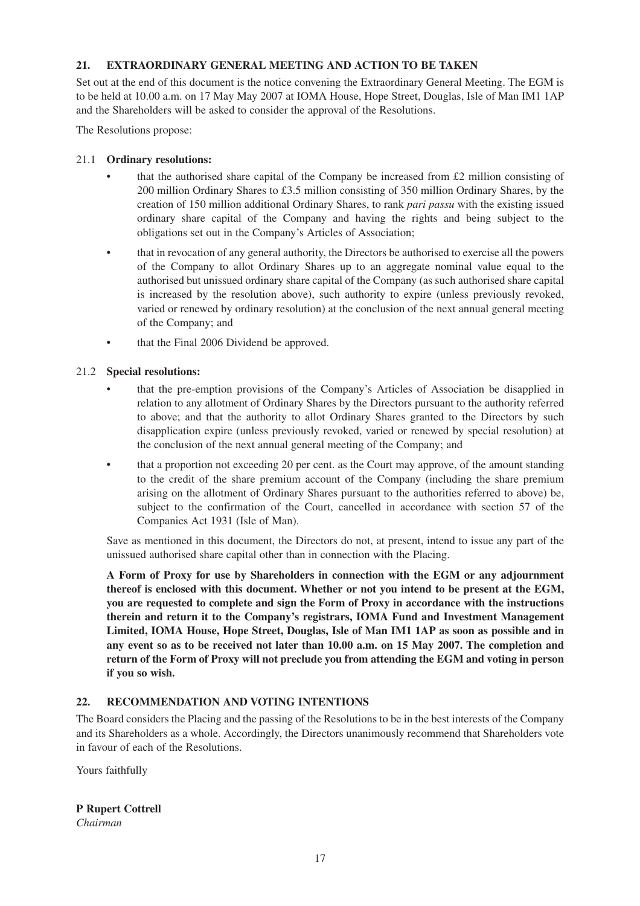## 21. EXTRAORDINARY GENERAL MEETING AND ACTION TO BE TAKEN

Set out at the end of this document is the notice convening the Extraordinary General Meeting. The EGM is to be held at 10.00 a.m. on 17 May May 2007 at IOMA House, Hope Street, Douglas, Isle of Man IM1 1AP and the Shareholders will be asked to consider the approval of the Resolutions.

The Resolutions propose:

21.1 **Ordinary resolutions:**

- that the authorised share capital of the Company be increased from £2 million consisting of 200 million Ordinary Shares to £3.5 million consisting of 350 million Ordinary Shares, by the creation of 150 million additional Ordinary Shares, to rank *pari passu* with the existing issued ordinary share capital of the Company and having the rights and being subject to the obligations set out in the Company's Articles of Association;
- that in revocation of any general authority, the Directors be authorised to exercise all the powers of the Company to allot Ordinary Shares up to an aggregate nominal value equal to the authorised but unissued ordinary share capital of the Company (as such authorised share capital is increased by the resolution above), such authority to expire (unless previously revoked, varied or renewed by ordinary resolution) at the conclusion of the next annual general meeting of the Company; and
- that the Final 2006 Dividend be approved.

21.2 **Special resolutions:**

- that the pre-emption provisions of the Company's Articles of Association be disapplied in relation to any allotment of Ordinary Shares by the Directors pursuant to the authority referred to above; and that the authority to allot Ordinary Shares granted to the Directors by such disapplication expire (unless previously revoked, varied or renewed by special resolution) at the conclusion of the next annual general meeting of the Company; and
- that a proportion not exceeding 20 per cent. as the Court may approve, of the amount standing to the credit of the share premium account of the Company (including the share premium arising on the allotment of Ordinary Shares pursuant to the authorities referred to above) be, subject to the confirmation of the Court, cancelled in accordance with section 57 of the Companies Act 1931 (Isle of Man).

Save as mentioned in this document, the Directors do not, at present, intend to issue any part of the unissued authorised share capital other than in connection with the Placing.

**A Form of Proxy for use by Shareholders in connection with the EGM or any adjournment thereof is enclosed with this document. Whether or not you intend to be present at the EGM, you are requested to complete and sign the Form of Proxy in accordance with the instructions therein and return it to the Company's registrars, IOMA Fund and Investment Management Limited, IOMA House, Hope Street, Douglas, Isle of Man IM1 1AP as soon as possible and in any event so as to be received not later than 10.00 a.m. on 15 May 2007. The completion and return of the Form of Proxy will not preclude you from attending the EGM and voting in person if you so wish.**

## 22. RECOMMENDATION AND VOTING INTENTIONS

The Board considers the Placing and the passing of the Resolutions to be in the best interests of the Company and its Shareholders as a whole. Accordingly, the Directors unanimously recommend that Shareholders vote in favour of each of the Resolutions.

Yours faithfully

**P Rupert Cottrell**
*Chairman*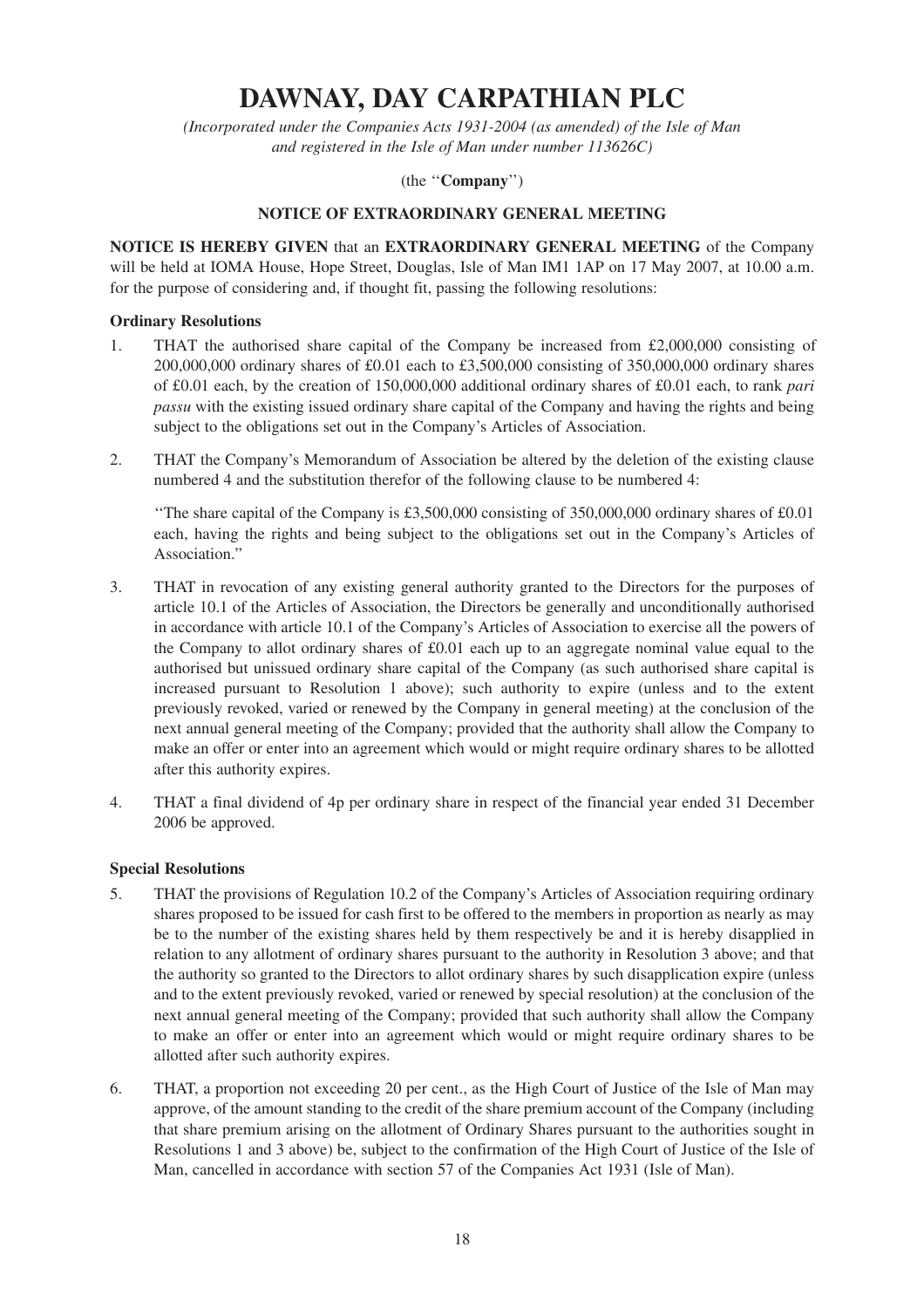# DAWNAY, DAY CARPATHIAN PLC

*(Incorporated under the Companies Acts 1931-2004 (as amended) of the Isle of Man and registered in the Isle of Man under number 113626C)*

(the "**Company**")

**NOTICE OF EXTRAORDINARY GENERAL MEETING**

**NOTICE IS HEREBY GIVEN** that an **EXTRAORDINARY GENERAL MEETING** of the Company will be held at IOMA House, Hope Street, Douglas, Isle of Man IM1 1AP on 17 May 2007, at 10.00 a.m. for the purpose of considering and, if thought fit, passing the following resolutions:

**Ordinary Resolutions**

1. THAT the authorised share capital of the Company be increased from £2,000,000 consisting of 200,000,000 ordinary shares of £0.01 each to £3,500,000 consisting of 350,000,000 ordinary shares of £0.01 each, by the creation of 150,000,000 additional ordinary shares of £0.01 each, to rank *pari passu* with the existing issued ordinary share capital of the Company and having the rights and being subject to the obligations set out in the Company's Articles of Association.

2. THAT the Company's Memorandum of Association be altered by the deletion of the existing clause numbered 4 and the substitution therefor of the following clause to be numbered 4:

   "The share capital of the Company is £3,500,000 consisting of 350,000,000 ordinary shares of £0.01 each, having the rights and being subject to the obligations set out in the Company's Articles of Association."

3. THAT in revocation of any existing general authority granted to the Directors for the purposes of article 10.1 of the Articles of Association, the Directors be generally and unconditionally authorised in accordance with article 10.1 of the Company's Articles of Association to exercise all the powers of the Company to allot ordinary shares of £0.01 each up to an aggregate nominal value equal to the authorised but unissued ordinary share capital of the Company (as such authorised share capital is increased pursuant to Resolution 1 above); such authority to expire (unless and to the extent previously revoked, varied or renewed by the Company in general meeting) at the conclusion of the next annual general meeting of the Company; provided that the authority shall allow the Company to make an offer or enter into an agreement which would or might require ordinary shares to be allotted after this authority expires.

4. THAT a final dividend of 4p per ordinary share in respect of the financial year ended 31 December 2006 be approved.

**Special Resolutions**

5. THAT the provisions of Regulation 10.2 of the Company's Articles of Association requiring ordinary shares proposed to be issued for cash first to be offered to the members in proportion as nearly as may be to the number of the existing shares held by them respectively be and it is hereby disapplied in relation to any allotment of ordinary shares pursuant to the authority in Resolution 3 above; and that the authority so granted to the Directors to allot ordinary shares by such disapplication expire (unless and to the extent previously revoked, varied or renewed by special resolution) at the conclusion of the next annual general meeting of the Company; provided that such authority shall allow the Company to make an offer or enter into an agreement which would or might require ordinary shares to be allotted after such authority expires.

6. THAT, a proportion not exceeding 20 per cent., as the High Court of Justice of the Isle of Man may approve, of the amount standing to the credit of the share premium account of the Company (including that share premium arising on the allotment of Ordinary Shares pursuant to the authorities sought in Resolutions 1 and 3 above) be, subject to the confirmation of the High Court of Justice of the Isle of Man, cancelled in accordance with section 57 of the Companies Act 1931 (Isle of Man).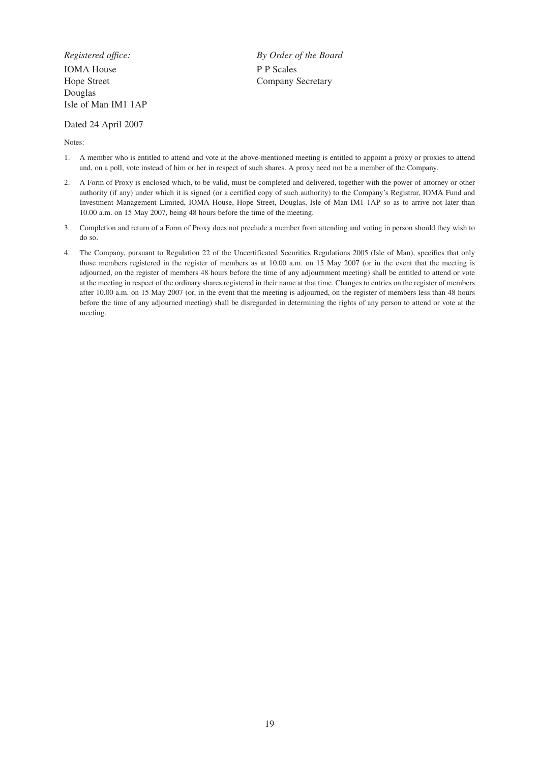*Registered office:*
IOMA House
Hope Street
Douglas
Isle of Man IM1 1AP

*By Order of the Board*
P P Scales
Company Secretary

Dated 24 April 2007

Notes:

1. A member who is entitled to attend and vote at the above-mentioned meeting is entitled to appoint a proxy or proxies to attend and, on a poll, vote instead of him or her in respect of such shares. A proxy need not be a member of the Company.

2. A Form of Proxy is enclosed which, to be valid, must be completed and delivered, together with the power of attorney or other authority (if any) under which it is signed (or a certified copy of such authority) to the Company's Registrar, IOMA Fund and Investment Management Limited, IOMA House, Hope Street, Douglas, Isle of Man IM1 1AP so as to arrive not later than 10.00 a.m. on 15 May 2007, being 48 hours before the time of the meeting.

3. Completion and return of a Form of Proxy does not preclude a member from attending and voting in person should they wish to do so.

4. The Company, pursuant to Regulation 22 of the Uncertificated Securities Regulations 2005 (Isle of Man), specifies that only those members registered in the register of members as at 10.00 a.m. on 15 May 2007 (or in the event that the meeting is adjourned, on the register of members 48 hours before the time of any adjournment meeting) shall be entitled to attend or vote at the meeting in respect of the ordinary shares registered in their name at that time. Changes to entries on the register of members after 10.00 a.m. on 15 May 2007 (or, in the event that the meeting is adjourned, on the register of members less than 48 hours before the time of any adjourned meeting) shall be disregarded in determining the rights of any person to attend or vote at the meeting.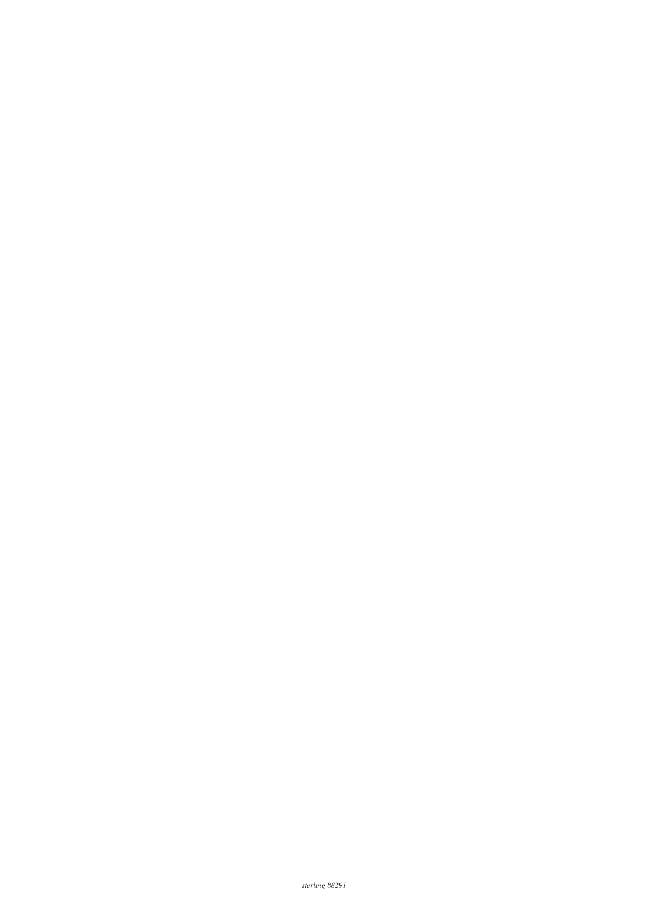*sterling 88291*